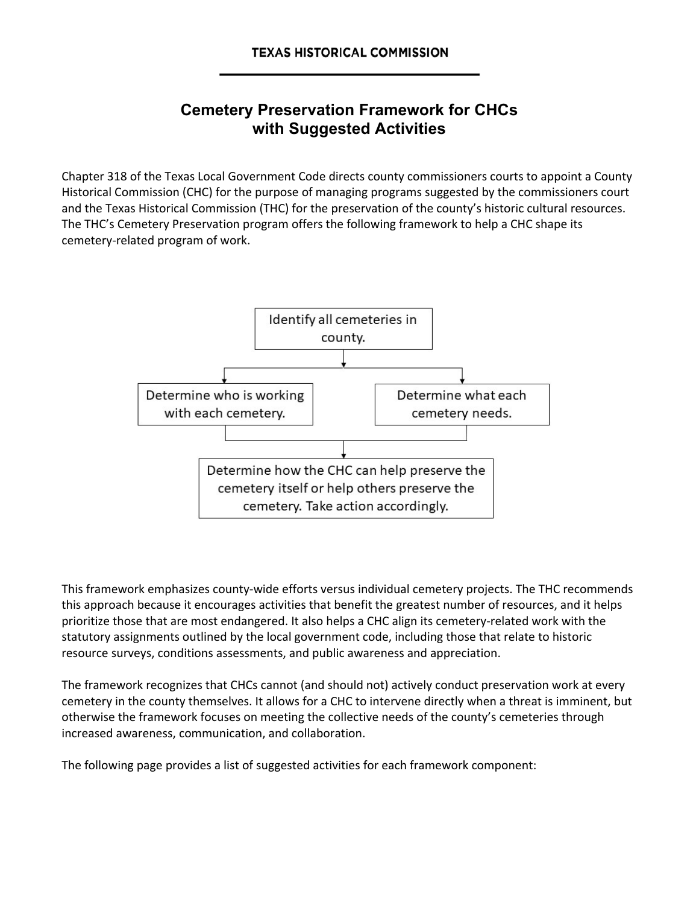**TEXAS HISTORICAL COMMISSION**

# Cemetery Preservation Framework for CHCs with Suggested Activities

Chapter 318 of the Texas Local Government Code directs county commissioners courts to appoint a County Historical Commission (CHC) for the purpose of managing programs suggested by the commissioners court and the Texas Historical Commission (THC) for the preservation of the county's historic cultural resources. The THC's Cemetery Preservation program offers the following framework to help a CHC shape its cemetery-related program of work.

Identify all cemeteries in county.

↓

Determine who is working with each cemetery. | Determine what each cemetery needs.

↓

Determine how the CHC can help preserve the cemetery itself or help others preserve the cemetery. Take action accordingly.

This framework emphasizes county-wide efforts versus individual cemetery projects. The THC recommends this approach because it encourages activities that benefit the greatest number of resources, and it helps prioritize those that are most endangered. It also helps a CHC align its cemetery-related work with the statutory assignments outlined by the local government code, including those that relate to historic resource surveys, conditions assessments, and public awareness and appreciation.

The framework recognizes that CHCs cannot (and should not) actively conduct preservation work at every cemetery in the county themselves. It allows for a CHC to intervene directly when a threat is imminent, but otherwise the framework focuses on meeting the collective needs of the county's cemeteries through increased awareness, communication, and collaboration.

The following page provides a list of suggested activities for each framework component: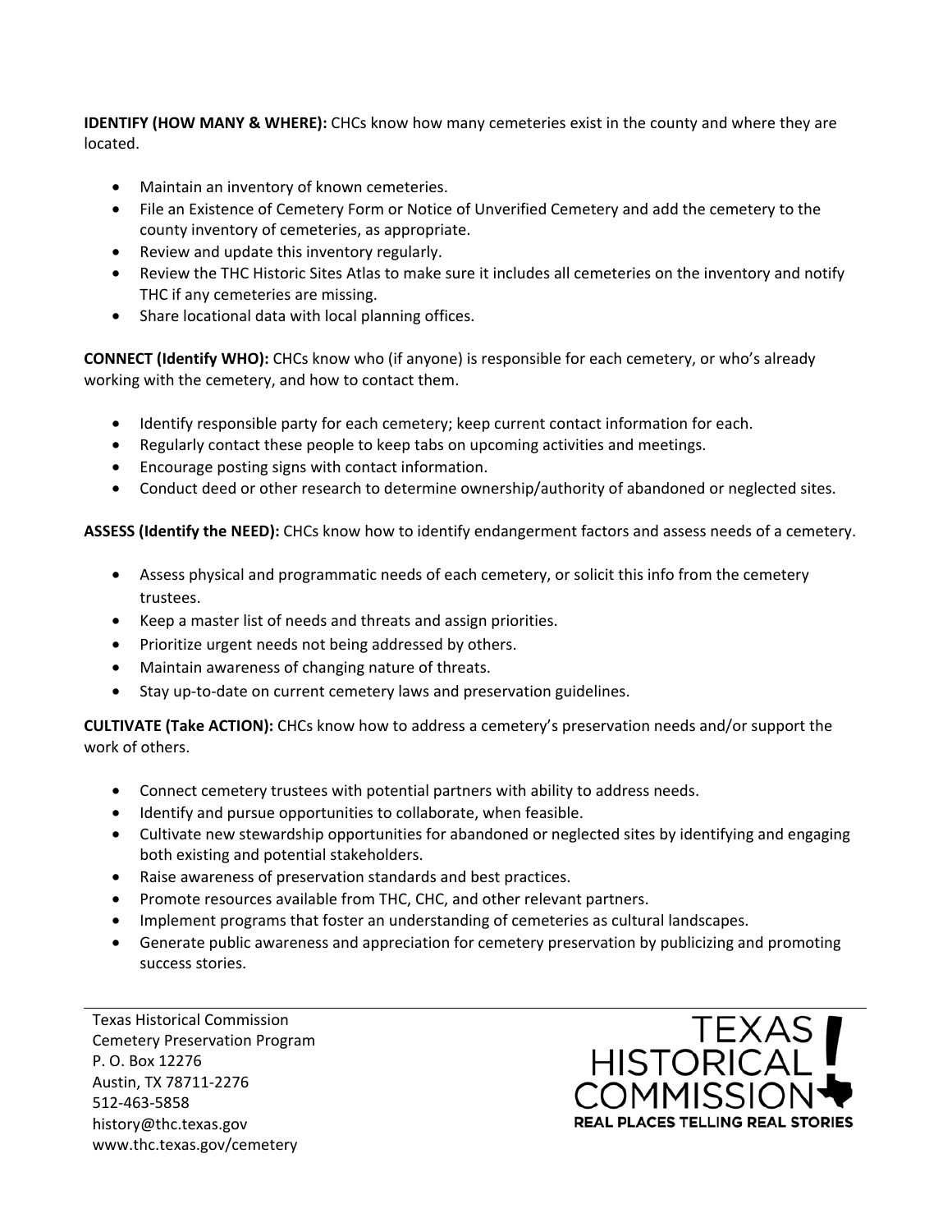**IDENTIFY (HOW MANY & WHERE):** CHCs know how many cemeteries exist in the county and where they are located.

- Maintain an inventory of known cemeteries.
- File an Existence of Cemetery Form or Notice of Unverified Cemetery and add the cemetery to the county inventory of cemeteries, as appropriate.
- Review and update this inventory regularly.
- Review the THC Historic Sites Atlas to make sure it includes all cemeteries on the inventory and notify THC if any cemeteries are missing.
- Share locational data with local planning offices.

**CONNECT (Identify WHO):** CHCs know who (if anyone) is responsible for each cemetery, or who's already working with the cemetery, and how to contact them.

- Identify responsible party for each cemetery; keep current contact information for each.
- Regularly contact these people to keep tabs on upcoming activities and meetings.
- Encourage posting signs with contact information.
- Conduct deed or other research to determine ownership/authority of abandoned or neglected sites.

**ASSESS (Identify the NEED):** CHCs know how to identify endangerment factors and assess needs of a cemetery.

- Assess physical and programmatic needs of each cemetery, or solicit this info from the cemetery trustees.
- Keep a master list of needs and threats and assign priorities.
- Prioritize urgent needs not being addressed by others.
- Maintain awareness of changing nature of threats.
- Stay up-to-date on current cemetery laws and preservation guidelines.

**CULTIVATE (Take ACTION):** CHCs know how to address a cemetery's preservation needs and/or support the work of others.

- Connect cemetery trustees with potential partners with ability to address needs.
- Identify and pursue opportunities to collaborate, when feasible.
- Cultivate new stewardship opportunities for abandoned or neglected sites by identifying and engaging both existing and potential stakeholders.
- Raise awareness of preservation standards and best practices.
- Promote resources available from THC, CHC, and other relevant partners.
- Implement programs that foster an understanding of cemeteries as cultural landscapes.
- Generate public awareness and appreciation for cemetery preservation by publicizing and promoting success stories.

---

Texas Historical Commission
Cemetery Preservation Program
P. O. Box 12276
Austin, TX 78711-2276
512-463-5858
history@thc.texas.gov
www.thc.texas.gov/cemetery

TEXAS HISTORICAL COMMISSION
REAL PLACES TELLING REAL STORIES